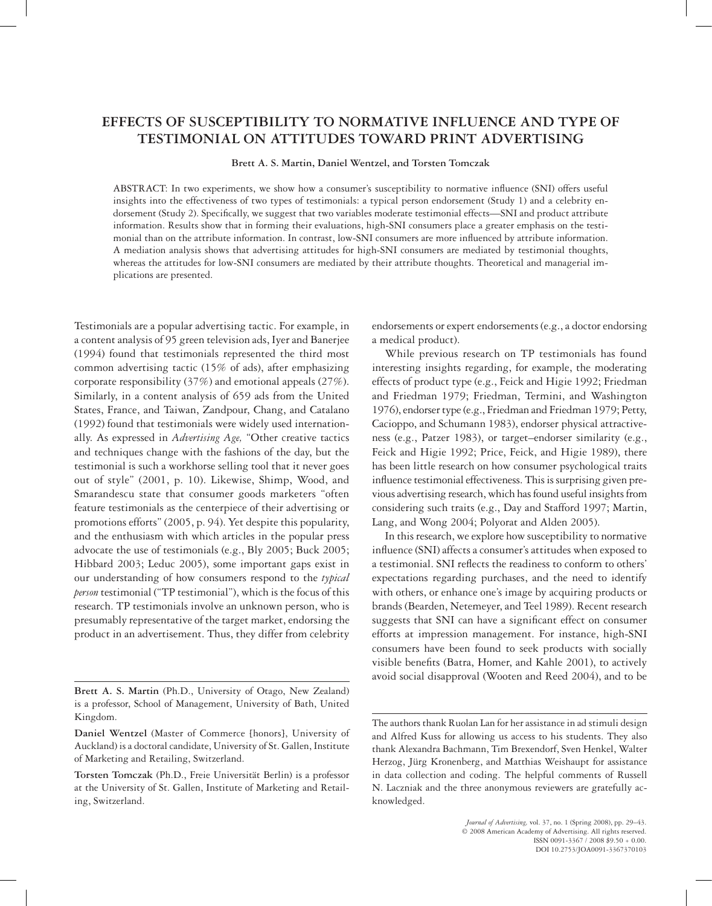# EFFECTS OF SUSCEPTIBILITY TO NORMATIVE INFLUENCE AND TYPE OF TESTIMONIAL ON ATTITUDES TOWARD PRINT ADVERTISING

**Brett A. S. Martin, Daniel Wentzel, and Torsten Tomczak**

ABSTRACT: In two experiments, we show how a consumer's susceptibility to normative influence (SNI) offers useful insights into the effectiveness of two types of testimonials: a typical person endorsement (Study 1) and a celebrity endorsement (Study 2). Specifically, we suggest that two variables moderate testimonial effects—SNI and product attribute information. Results show that in forming their evaluations, high-SNI consumers place a greater emphasis on the testimonial than on the attribute information. In contrast, low-SNI consumers are more influenced by attribute information. A mediation analysis shows that advertising attitudes for high-SNI consumers are mediated by testimonial thoughts, whereas the attitudes for low-SNI consumers are mediated by their attribute thoughts. Theoretical and managerial implications are presented.

Testimonials are a popular advertising tactic. For example, in a content analysis of 95 green television ads, Iyer and Banerjee (1994) found that testimonials represented the third most common advertising tactic (15% of ads), after emphasizing corporate responsibility (37%) and emotional appeals (27%). Similarly, in a content analysis of 659 ads from the United States, France, and Taiwan, Zandpour, Chang, and Catalano (1992) found that testimonials were widely used internationally. As expressed in *Advertising Age,* "Other creative tactics and techniques change with the fashions of the day, but the testimonial is such a workhorse selling tool that it never goes out of style" (2001, p. 10). Likewise, Shimp, Wood, and Smarandescu state that consumer goods marketers "often feature testimonials as the centerpiece of their advertising or promotions efforts" (2005, p. 94). Yet despite this popularity, and the enthusiasm with which articles in the popular press advocate the use of testimonials (e.g., Bly 2005; Buck 2005; Hibbard 2003; Leduc 2005), some important gaps exist in our understanding of how consumers respond to the *typical person* testimonial ("TP testimonial"), which is the focus of this research. TP testimonials involve an unknown person, who is presumably representative of the target market, endorsing the product in an advertisement. Thus, they differ from celebrity endorsements or expert endorsements (e.g., a doctor endorsing a medical product).

While previous research on TP testimonials has found interesting insights regarding, for example, the moderating effects of product type (e.g., Feick and Higie 1992; Friedman and Friedman 1979; Friedman, Termini, and Washington 1976), endorser type (e.g., Friedman and Friedman 1979; Petty, Cacioppo, and Schumann 1983), endorser physical attractiveness (e.g., Patzer 1983), or target–endorser similarity (e.g., Feick and Higie 1992; Price, Feick, and Higie 1989), there has been little research on how consumer psychological traits influence testimonial effectiveness. This is surprising given previous advertising research, which has found useful insights from considering such traits (e.g., Day and Stafford 1997; Martin, Lang, and Wong 2004; Polyorat and Alden 2005).

In this research, we explore how susceptibility to normative influence (SNI) affects a consumer's attitudes when exposed to a testimonial. SNI reflects the readiness to conform to others' expectations regarding purchases, and the need to identify with others, or enhance one's image by acquiring products or brands (Bearden, Netemeyer, and Teel 1989). Recent research suggests that SNI can have a significant effect on consumer efforts at impression management. For instance, high-SNI consumers have been found to seek products with socially visible benefits (Batra, Homer, and Kahle 2001), to actively avoid social disapproval (Wooten and Reed 2004), and to be

---

**Brett A. S. Martin** (Ph.D., University of Otago, New Zealand) is a professor, School of Management, University of Bath, United Kingdom.

**Daniel Wentzel** (Master of Commerce [honors], University of Auckland) is a doctoral candidate, University of St. Gallen, Institute of Marketing and Retailing, Switzerland.

**Torsten Tomczak** (Ph.D., Freie Universität Berlin) is a professor at the University of St. Gallen, Institute of Marketing and Retailing, Switzerland.

The authors thank Ruolan Lan for her assistance in ad stimuli design and Alfred Kuss for allowing us access to his students. They also thank Alexandra Bachmann, Tim Brexendorf, Sven Henkel, Walter Herzog, Jürg Kronenberg, and Matthias Weishaupt for assistance in data collection and coding. The helpful comments of Russell N. Laczniak and the three anonymous reviewers are gratefully acknowledged.

*Journal of Advertising,* vol. 37, no. 1 (Spring 2008), pp. 29–43.
© 2008 American Academy of Advertising. All rights reserved.
ISSN 0091-3367 / 2008 $9.50 + 0.00.
DOI 10.2753/JOA0091-3367370103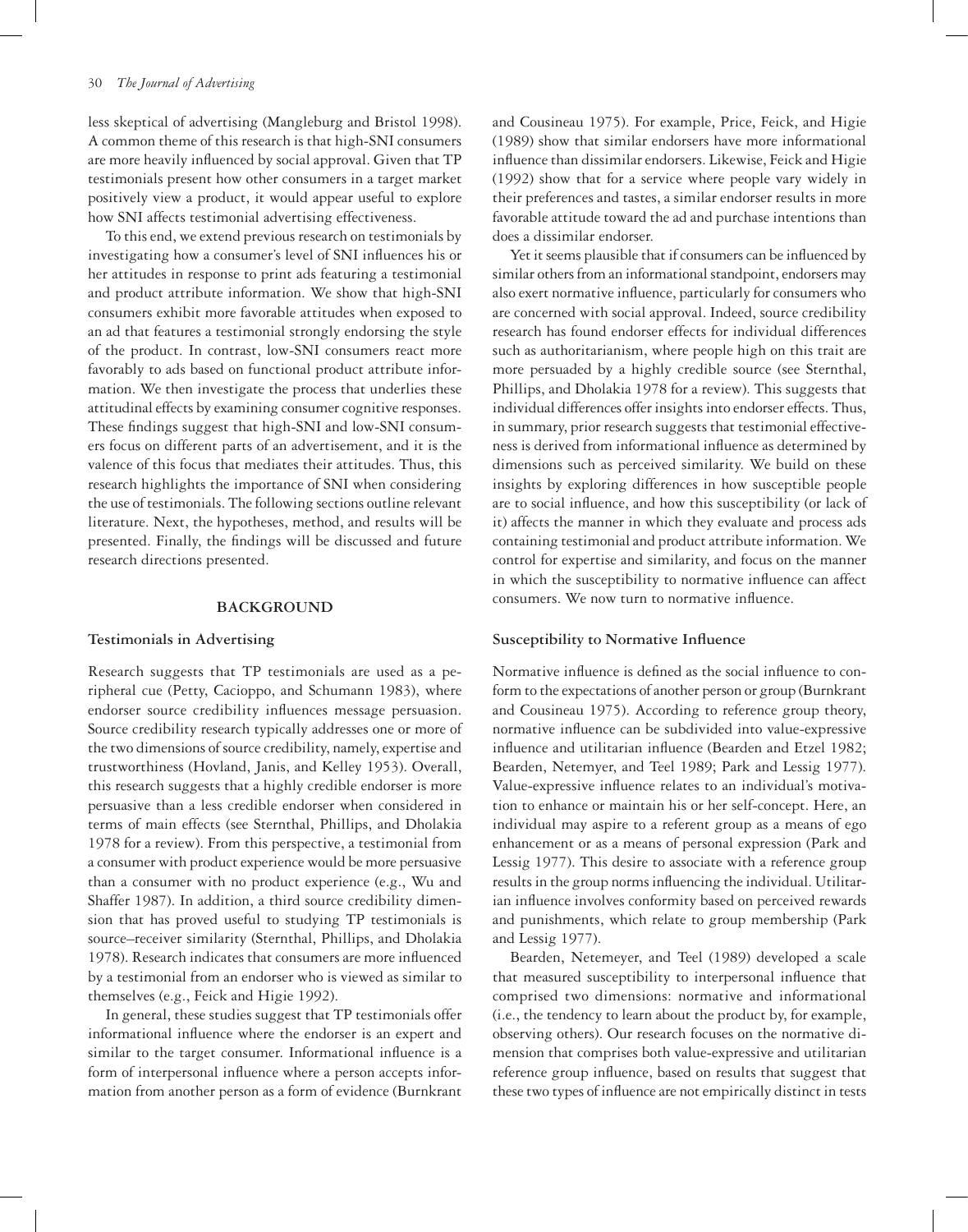less skeptical of advertising (Mangleburg and Bristol 1998). A common theme of this research is that high-SNI consumers are more heavily influenced by social approval. Given that TP testimonials present how other consumers in a target market positively view a product, it would appear useful to explore how SNI affects testimonial advertising effectiveness.

To this end, we extend previous research on testimonials by investigating how a consumer's level of SNI influences his or her attitudes in response to print ads featuring a testimonial and product attribute information. We show that high-SNI consumers exhibit more favorable attitudes when exposed to an ad that features a testimonial strongly endorsing the style of the product. In contrast, low-SNI consumers react more favorably to ads based on functional product attribute information. We then investigate the process that underlies these attitudinal effects by examining consumer cognitive responses. These findings suggest that high-SNI and low-SNI consumers focus on different parts of an advertisement, and it is the valence of this focus that mediates their attitudes. Thus, this research highlights the importance of SNI when considering the use of testimonials. The following sections outline relevant literature. Next, the hypotheses, method, and results will be presented. Finally, the findings will be discussed and future research directions presented.

## BACKGROUND

### Testimonials in Advertising

Research suggests that TP testimonials are used as a peripheral cue (Petty, Cacioppo, and Schumann 1983), where endorser source credibility influences message persuasion. Source credibility research typically addresses one or more of the two dimensions of source credibility, namely, expertise and trustworthiness (Hovland, Janis, and Kelley 1953). Overall, this research suggests that a highly credible endorser is more persuasive than a less credible endorser when considered in terms of main effects (see Sternthal, Phillips, and Dholakia 1978 for a review). From this perspective, a testimonial from a consumer with product experience would be more persuasive than a consumer with no product experience (e.g., Wu and Shaffer 1987). In addition, a third source credibility dimension that has proved useful to studying TP testimonials is source–receiver similarity (Sternthal, Phillips, and Dholakia 1978). Research indicates that consumers are more influenced by a testimonial from an endorser who is viewed as similar to themselves (e.g., Feick and Higie 1992).

In general, these studies suggest that TP testimonials offer informational influence where the endorser is an expert and similar to the target consumer. Informational influence is a form of interpersonal influence where a person accepts information from another person as a form of evidence (Burnkrant and Cousineau 1975). For example, Price, Feick, and Higie (1989) show that similar endorsers have more informational influence than dissimilar endorsers. Likewise, Feick and Higie (1992) show that for a service where people vary widely in their preferences and tastes, a similar endorser results in more favorable attitude toward the ad and purchase intentions than does a dissimilar endorser.

Yet it seems plausible that if consumers can be influenced by similar others from an informational standpoint, endorsers may also exert normative influence, particularly for consumers who are concerned with social approval. Indeed, source credibility research has found endorser effects for individual differences such as authoritarianism, where people high on this trait are more persuaded by a highly credible source (see Sternthal, Phillips, and Dholakia 1978 for a review). This suggests that individual differences offer insights into endorser effects. Thus, in summary, prior research suggests that testimonial effectiveness is derived from informational influence as determined by dimensions such as perceived similarity. We build on these insights by exploring differences in how susceptible people are to social influence, and how this susceptibility (or lack of it) affects the manner in which they evaluate and process ads containing testimonial and product attribute information. We control for expertise and similarity, and focus on the manner in which the susceptibility to normative influence can affect consumers. We now turn to normative influence.

### Susceptibility to Normative Influence

Normative influence is defined as the social influence to conform to the expectations of another person or group (Burnkrant and Cousineau 1975). According to reference group theory, normative influence can be subdivided into value-expressive influence and utilitarian influence (Bearden and Etzel 1982; Bearden, Netemeyer, and Teel 1989; Park and Lessig 1977). Value-expressive influence relates to an individual's motivation to enhance or maintain his or her self-concept. Here, an individual may aspire to a referent group as a means of ego enhancement or as a means of personal expression (Park and Lessig 1977). This desire to associate with a reference group results in the group norms influencing the individual. Utilitarian influence involves conformity based on perceived rewards and punishments, which relate to group membership (Park and Lessig 1977).

Bearden, Netemeyer, and Teel (1989) developed a scale that measured susceptibility to interpersonal influence that comprised two dimensions: normative and informational (i.e., the tendency to learn about the product by, for example, observing others). Our research focuses on the normative dimension that comprises both value-expressive and utilitarian reference group influence, based on results that suggest that these two types of influence are not empirically distinct in tests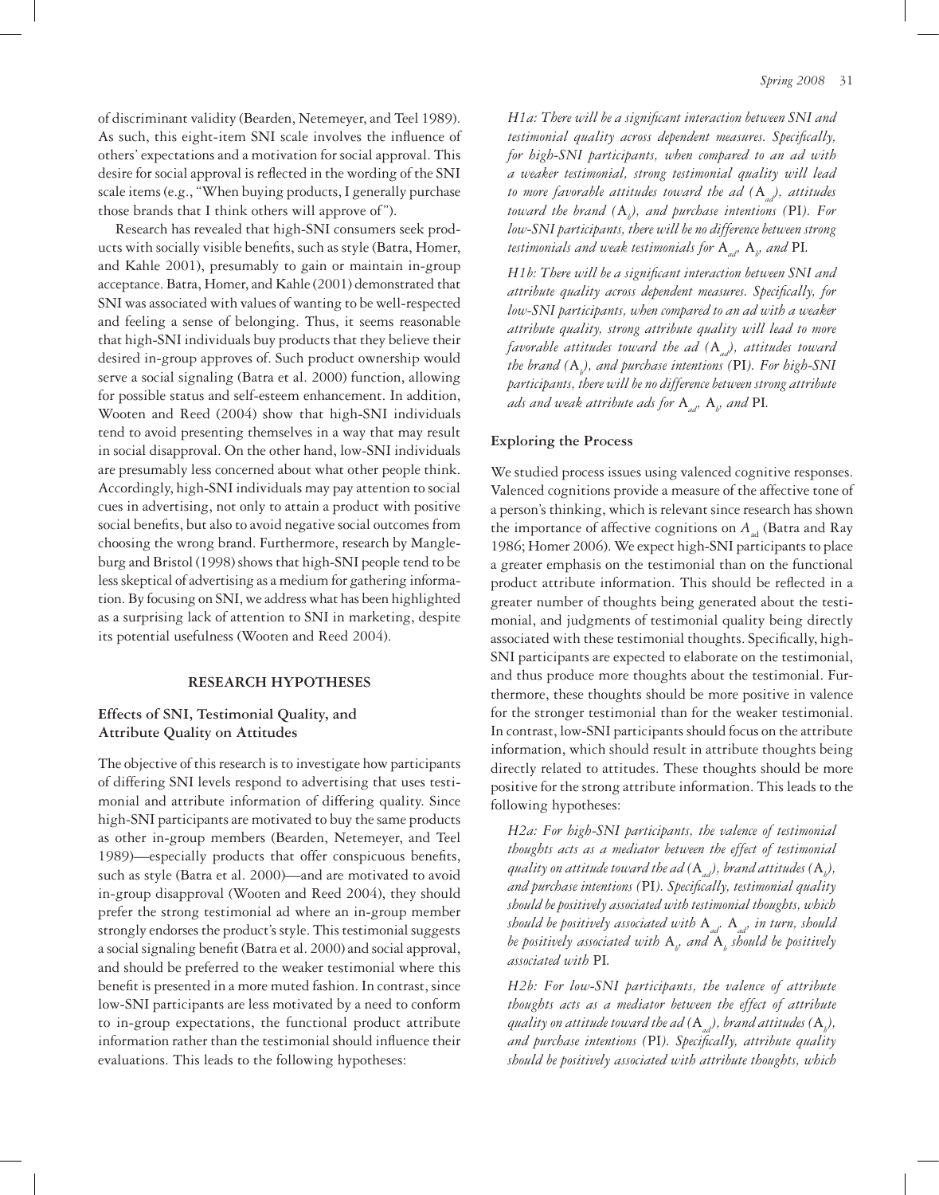of discriminant validity (Bearden, Netemeyer, and Teel 1989). As such, this eight-item SNI scale involves the influence of others' expectations and a motivation for social approval. This desire for social approval is reflected in the wording of the SNI scale items (e.g., "When buying products, I generally purchase those brands that I think others will approve of").

Research has revealed that high-SNI consumers seek products with socially visible benefits, such as style (Batra, Homer, and Kahle 2001), presumably to gain or maintain in-group acceptance. Batra, Homer, and Kahle (2001) demonstrated that SNI was associated with values of wanting to be well-respected and feeling a sense of belonging. Thus, it seems reasonable that high-SNI individuals buy products that they believe their desired in-group approves of. Such product ownership would serve a social signaling (Batra et al. 2000) function, allowing for possible status and self-esteem enhancement. In addition, Wooten and Reed (2004) show that high-SNI individuals tend to avoid presenting themselves in a way that may result in social disapproval. On the other hand, low-SNI individuals are presumably less concerned about what other people think. Accordingly, high-SNI individuals may pay attention to social cues in advertising, not only to attain a product with positive social benefits, but also to avoid negative social outcomes from choosing the wrong brand. Furthermore, research by Mangleburg and Bristol (1998) shows that high-SNI people tend to be less skeptical of advertising as a medium for gathering information. By focusing on SNI, we address what has been highlighted as a surprising lack of attention to SNI in marketing, despite its potential usefulness (Wooten and Reed 2004).

## RESEARCH HYPOTHESES

### Effects of SNI, Testimonial Quality, and Attribute Quality on Attitudes

The objective of this research is to investigate how participants of differing SNI levels respond to advertising that uses testimonial and attribute information of differing quality. Since high-SNI participants are motivated to buy the same products as other in-group members (Bearden, Netemeyer, and Teel 1989)—especially products that offer conspicuous benefits, such as style (Batra et al. 2000)—and are motivated to avoid in-group disapproval (Wooten and Reed 2004), they should prefer the strong testimonial ad where an in-group member strongly endorses the product's style. This testimonial suggests a social signaling benefit (Batra et al. 2000) and social approval, and should be preferred to the weaker testimonial where this benefit is presented in a more muted fashion. In contrast, since low-SNI participants are less motivated by a need to conform to in-group expectations, the functional product attribute information rather than the testimonial should influence their evaluations. This leads to the following hypotheses:

*H1a: There will be a significant interaction between SNI and testimonial quality across dependent measures. Specifically, for high-SNI participants, when compared to an ad with a weaker testimonial, strong testimonial quality will lead to more favorable attitudes toward the ad ($A_{ad}$), attitudes toward the brand ($A_b$), and purchase intentions (PI). For low-SNI participants, there will be no difference between strong testimonials and weak testimonials for $A_{ad}$, $A_b$, and PI.*

*H1b: There will be a significant interaction between SNI and attribute quality across dependent measures. Specifically, for low-SNI participants, when compared to an ad with a weaker attribute quality, strong attribute quality will lead to more favorable attitudes toward the ad ($A_{ad}$), attitudes toward the brand ($A_b$), and purchase intentions (PI). For high-SNI participants, there will be no difference between strong attribute ads and weak attribute ads for $A_{ad}$, $A_b$, and PI.*

### Exploring the Process

We studied process issues using valenced cognitive responses. Valenced cognitions provide a measure of the affective tone of a person's thinking, which is relevant since research has shown the importance of affective cognitions on $A_{ad}$ (Batra and Ray 1986; Homer 2006). We expect high-SNI participants to place a greater emphasis on the testimonial than on the functional product attribute information. This should be reflected in a greater number of thoughts being generated about the testimonial, and judgments of testimonial quality being directly associated with these testimonial thoughts. Specifically, high-SNI participants are expected to elaborate on the testimonial, and thus produce more thoughts about the testimonial. Furthermore, these thoughts should be more positive in valence for the stronger testimonial than for the weaker testimonial. In contrast, low-SNI participants should focus on the attribute information, which should result in attribute thoughts being directly related to attitudes. These thoughts should be more positive for the strong attribute information. This leads to the following hypotheses:

*H2a: For high-SNI participants, the valence of testimonial thoughts acts as a mediator between the effect of testimonial quality on attitude toward the ad ($A_{ad}$), brand attitudes ($A_b$), and purchase intentions (PI). Specifically, testimonial quality should be positively associated with testimonial thoughts, which should be positively associated with $A_{ad}$. $A_{ad}$, in turn, should be positively associated with $A_b$, and $A_b$ should be positively associated with PI.*

*H2b: For low-SNI participants, the valence of attribute thoughts acts as a mediator between the effect of attribute quality on attitude toward the ad ($A_{ad}$), brand attitudes ($A_b$), and purchase intentions (PI). Specifically, attribute quality should be positively associated with attribute thoughts, which*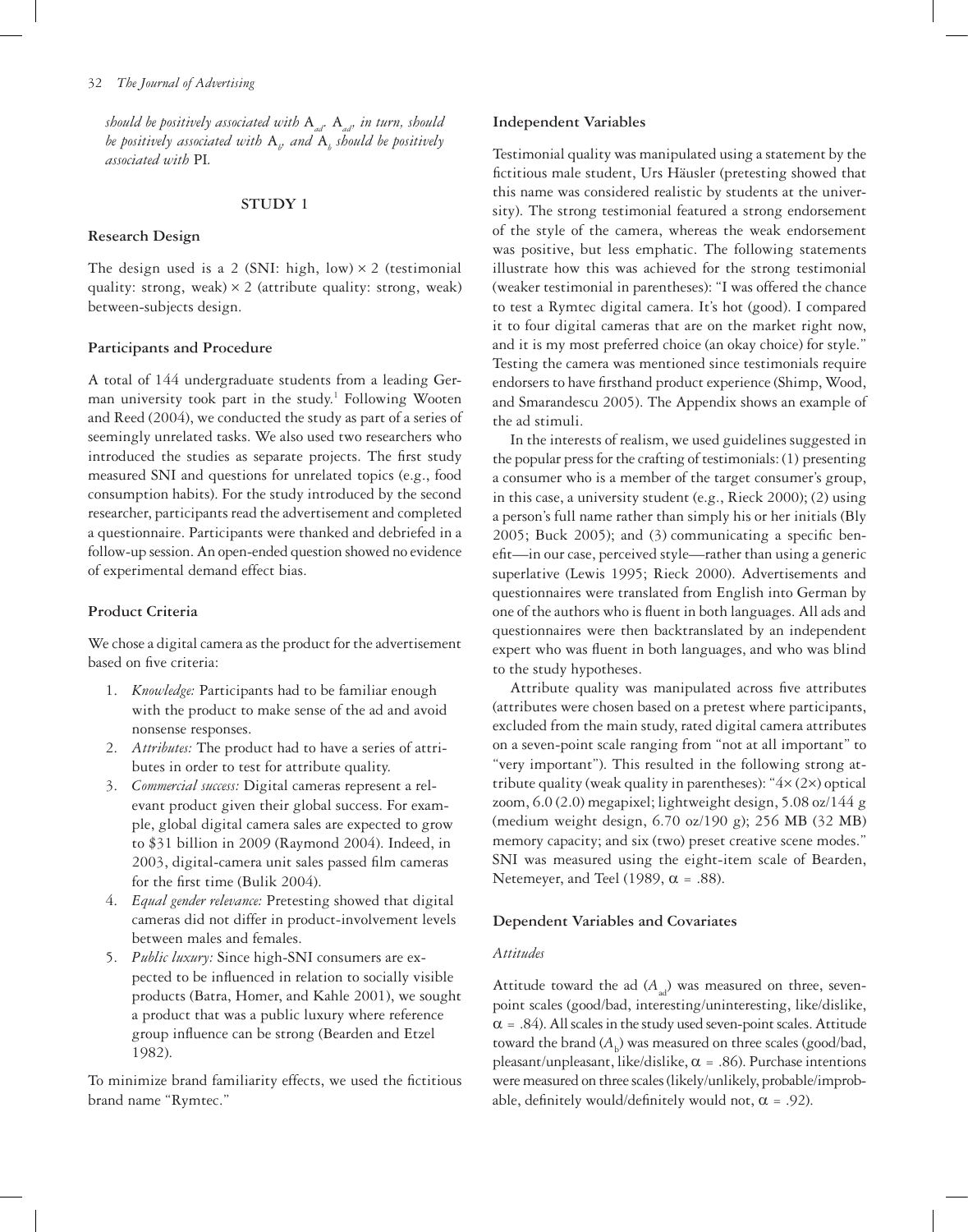*should be positively associated with* $A_{ad}$. $A_{ad}$, *in turn, should be positively associated with* $A_b$, *and* $A_b$ *should be positively associated with* PI.

## STUDY 1

### Research Design

The design used is a 2 (SNI: high, low) × 2 (testimonial quality: strong, weak) × 2 (attribute quality: strong, weak) between-subjects design.

### Participants and Procedure

A total of 144 undergraduate students from a leading German university took part in the study.[1] Following Wooten and Reed (2004), we conducted the study as part of a series of seemingly unrelated tasks. We also used two researchers who introduced the studies as separate projects. The first study measured SNI and questions for unrelated topics (e.g., food consumption habits). For the study introduced by the second researcher, participants read the advertisement and completed a questionnaire. Participants were thanked and debriefed in a follow-up session. An open-ended question showed no evidence of experimental demand effect bias.

### Product Criteria

We chose a digital camera as the product for the advertisement based on five criteria:

1. *Knowledge:* Participants had to be familiar enough with the product to make sense of the ad and avoid nonsense responses.
2. *Attributes:* The product had to have a series of attributes in order to test for attribute quality.
3. *Commercial success:* Digital cameras represent a relevant product given their global success. For example, global digital camera sales are expected to grow to $31 billion in 2009 (Raymond 2004). Indeed, in 2003, digital-camera unit sales passed film cameras for the first time (Bulik 2004).
4. *Equal gender relevance:* Pretesting showed that digital cameras did not differ in product-involvement levels between males and females.
5. *Public luxury:* Since high-SNI consumers are expected to be influenced in relation to socially visible products (Batra, Homer, and Kahle 2001), we sought a product that was a public luxury where reference group influence can be strong (Bearden and Etzel 1982).

To minimize brand familiarity effects, we used the fictitious brand name "Rymtec."

### Independent Variables

Testimonial quality was manipulated using a statement by the fictitious male student, Urs Häusler (pretesting showed that this name was considered realistic by students at the university). The strong testimonial featured a strong endorsement of the style of the camera, whereas the weak endorsement was positive, but less emphatic. The following statements illustrate how this was achieved for the strong testimonial (weaker testimonial in parentheses): "I was offered the chance to test a Rymtec digital camera. It's hot (good). I compared it to four digital cameras that are on the market right now, and it is my most preferred choice (an okay choice) for style." Testing the camera was mentioned since testimonials require endorsers to have firsthand product experience (Shimp, Wood, and Smarandescu 2005). The Appendix shows an example of the ad stimuli.

In the interests of realism, we used guidelines suggested in the popular press for the crafting of testimonials: (1) presenting a consumer who is a member of the target consumer's group, in this case, a university student (e.g., Rieck 2000); (2) using a person's full name rather than simply his or her initials (Bly 2005; Buck 2005); and (3) communicating a specific benefit—in our case, perceived style—rather than using a generic superlative (Lewis 1995; Rieck 2000). Advertisements and questionnaires were translated from English into German by one of the authors who is fluent in both languages. All ads and questionnaires were then backtranslated by an independent expert who was fluent in both languages, and who was blind to the study hypotheses.

Attribute quality was manipulated across five attributes (attributes were chosen based on a pretest where participants, excluded from the main study, rated digital camera attributes on a seven-point scale ranging from "not at all important" to "very important"). This resulted in the following strong attribute quality (weak quality in parentheses): "4× (2×) optical zoom, 6.0 (2.0) megapixel; lightweight design, 5.08 oz/144 g (medium weight design, 6.70 oz/190 g); 256 MB (32 MB) memory capacity; and six (two) preset creative scene modes." SNI was measured using the eight-item scale of Bearden, Netemeyer, and Teel (1989, $\alpha = .88$).

### Dependent Variables and Covariates

#### *Attitudes*

Attitude toward the ad ($A_{ad}$) was measured on three, seven-point scales (good/bad, interesting/uninteresting, like/dislike, $\alpha = .84$). All scales in the study used seven-point scales. Attitude toward the brand ($A_b$) was measured on three scales (good/bad, pleasant/unpleasant, like/dislike, $\alpha = .86$). Purchase intentions were measured on three scales (likely/unlikely, probable/improbable, definitely would/definitely would not, $\alpha = .92$).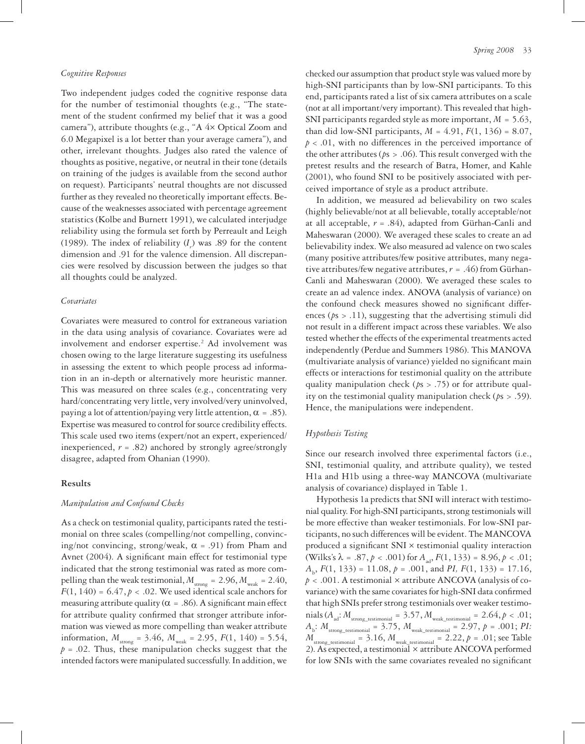*Cognitive Responses*

Two independent judges coded the cognitive response data for the number of testimonial thoughts (e.g., "The statement of the student confirmed my belief that it was a good camera"), attribute thoughts (e.g., "A 4× Optical Zoom and 6.0 Megapixel is a lot better than your average camera"), and other, irrelevant thoughts. Judges also rated the valence of thoughts as positive, negative, or neutral in their tone (details on training of the judges is available from the second author on request). Participants' neutral thoughts are not discussed further as they revealed no theoretically important effects. Because of the weaknesses associated with percentage agreement statistics (Kolbe and Burnett 1991), we calculated interjudge reliability using the formula set forth by Perreault and Leigh (1989). The index of reliability ($I_r$) was .89 for the content dimension and .91 for the valence dimension. All discrepancies were resolved by discussion between the judges so that all thoughts could be analyzed.

*Covariates*

Covariates were measured to control for extraneous variation in the data using analysis of covariance. Covariates were ad involvement and endorser expertise.[2] Ad involvement was chosen owing to the large literature suggesting its usefulness in assessing the extent to which people process ad information in an in-depth or alternatively more heuristic manner. This was measured on three scales (e.g., concentrating very hard/concentrating very little, very involved/very uninvolved, paying a lot of attention/paying very little attention, $\alpha$ = .85). Expertise was measured to control for source credibility effects. This scale used two items (expert/not an expert, experienced/inexperienced, $r$ = .82) anchored by strongly agree/strongly disagree, adapted from Ohanian (1990).

**Results**

*Manipulation and Confound Checks*

As a check on testimonial quality, participants rated the testimonial on three scales (compelling/not compelling, convincing/not convincing, strong/weak, $\alpha$ = .91) from Pham and Avnet (2004). A significant main effect for testimonial type indicated that the strong testimonial was rated as more compelling than the weak testimonial, $M_{\text{strong}} = 2.96$, $M_{\text{weak}} = 2.40$, $F(1, 140) = 6.47$, $p < .02$. We used identical scale anchors for measuring attribute quality ($\alpha$ = .86). A significant main effect for attribute quality confirmed that stronger attribute information was viewed as more compelling than weaker attribute information, $M_{\text{strong}} = 3.46$, $M_{\text{weak}} = 2.95$, $F(1, 140) = 5.54$, $p = .02$. Thus, these manipulation checks suggest that the intended factors were manipulated successfully. In addition, we checked our assumption that product style was valued more by high-SNI participants than by low-SNI participants. To this end, participants rated a list of six camera attributes on a scale (not at all important/very important). This revealed that high-SNI participants regarded style as more important, $M = 5.63$, than did low-SNI participants, $M = 4.91$, $F(1, 136) = 8.07$, $p < .01$, with no differences in the perceived importance of the other attributes ($p$s > .06). This result converged with the pretest results and the research of Batra, Homer, and Kahle (2001), who found SNI to be positively associated with perceived importance of style as a product attribute.

In addition, we measured ad believability on two scales (highly believable/not at all believable, totally acceptable/not at all acceptable, $r$ = .84), adapted from Gürhan-Canli and Maheswaran (2000). We averaged these scales to create an ad believability index. We also measured ad valence on two scales (many positive attributes/few positive attributes, many negative attributes/few negative attributes, $r$ = .46) from Gürhan-Canli and Maheswaran (2000). We averaged these scales to create an ad valence index. ANOVA (analysis of variance) on the confound check measures showed no significant differences ($p$s > .11), suggesting that the advertising stimuli did not result in a different impact across these variables. We also tested whether the effects of the experimental treatments acted independently (Perdue and Summers 1986). This MANOVA (multivariate analysis of variance) yielded no significant main effects or interactions for testimonial quality on the attribute quality manipulation check ($p$s > .75) or for attribute quality on the testimonial quality manipulation check ($p$s > .59). Hence, the manipulations were independent.

*Hypothesis Testing*

Since our research involved three experimental factors (i.e., SNI, testimonial quality, and attribute quality), we tested H1a and H1b using a three-way MANCOVA (multivariate analysis of covariance) displayed in Table 1.

Hypothesis 1a predicts that SNI will interact with testimonial quality. For high-SNI participants, strong testimonials will be more effective than weaker testimonials. For low-SNI participants, no such differences will be evident. The MANCOVA produced a significant SNI × testimonial quality interaction (Wilks's $\lambda$ = .87, $p < .001$) for $A_{\text{ad}}$, $F(1, 133) = 8.96$, $p < .01$; $A_{\text{b}}$, $F(1, 133) = 11.08$, $p = .001$, and *PI*, $F(1, 133) = 17.16$, $p < .001$. A testimonial × attribute ANCOVA (analysis of covariance) with the same covariates for high-SNI data confirmed that high SNIs prefer strong testimonials over weaker testimonials ($A_{\text{ad}}$: $M_{\text{strong\_testimonial}} = 3.57$, $M_{\text{weak\_testimonial}} = 2.64$, $p < .01$; $A_{\text{b}}$: $M_{\text{strong\_testimonial}} = 3.75$, $M_{\text{weak\_testimonial}} = 2.97$, $p = .001$; *PI:* $M_{\text{strong\_testimonial}} = 3.16$, $M_{\text{weak\_testimonial}} = 2.22$, $p = .01$; see Table 2). As expected, a testimonial × attribute ANCOVA performed for low SNIs with the same covariates revealed no significant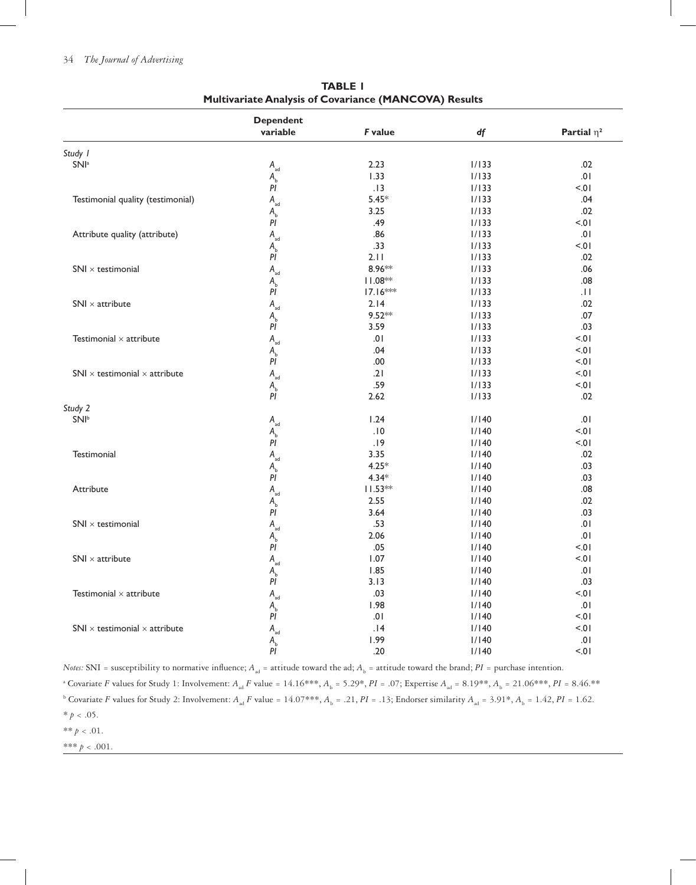**TABLE 1**
**Multivariate Analysis of Covariance (MANCOVA) Results**

| | Dependent variable | *F* value | *df* | Partial $\eta^2$ |
|---|---|---|---|---|
| *Study 1* | | | | |
| SNI[a] | $A_{ad}$ | 2.23 | 1/133 | .02 |
| | $A_b$ | 1.33 | 1/133 | .01 |
| | *PI* | .13 | 1/133 | <.01 |
| Testimonial quality (testimonial) | $A_{ad}$ | 5.45* | 1/133 | .04 |
| | $A_b$ | 3.25 | 1/133 | .02 |
| | *PI* | .49 | 1/133 | <.01 |
| Attribute quality (attribute) | $A_{ad}$ | .86 | 1/133 | .01 |
| | $A_b$ | .33 | 1/133 | <.01 |
| | *PI* | 2.11 | 1/133 | .02 |
| SNI × testimonial | $A_{ad}$ | 8.96** | 1/133 | .06 |
| | $A_b$ | 11.08** | 1/133 | .08 |
| | *PI* | 17.16*** | 1/133 | .11 |
| SNI × attribute | $A_{ad}$ | 2.14 | 1/133 | .02 |
| | $A_b$ | 9.52** | 1/133 | .07 |
| | *PI* | 3.59 | 1/133 | .03 |
| Testimonial × attribute | $A_{ad}$ | .01 | 1/133 | <.01 |
| | $A_b$ | .04 | 1/133 | <.01 |
| | *PI* | .00 | 1/133 | <.01 |
| SNI × testimonial × attribute | $A_{ad}$ | .21 | 1/133 | <.01 |
| | $A_b$ | .59 | 1/133 | <.01 |
| | *PI* | 2.62 | 1/133 | .02 |
| *Study 2* | | | | |
| SNI[b] | $A_{ad}$ | 1.24 | 1/140 | .01 |
| | $A_b$ | .10 | 1/140 | <.01 |
| | *PI* | .19 | 1/140 | <.01 |
| Testimonial | $A_{ad}$ | 3.35 | 1/140 | .02 |
| | $A_b$ | 4.25* | 1/140 | .03 |
| | *PI* | 4.34* | 1/140 | .03 |
| Attribute | $A_{ad}$ | 11.53** | 1/140 | .08 |
| | $A_b$ | 2.55 | 1/140 | .02 |
| | *PI* | 3.64 | 1/140 | .03 |
| SNI × testimonial | $A_{ad}$ | .53 | 1/140 | .01 |
| | $A_b$ | 2.06 | 1/140 | .01 |
| | *PI* | .05 | 1/140 | <.01 |
| SNI × attribute | $A_{ad}$ | 1.07 | 1/140 | <.01 |
| | $A_b$ | 1.85 | 1/140 | .01 |
| | *PI* | 3.13 | 1/140 | .03 |
| Testimonial × attribute | $A_{ad}$ | .03 | 1/140 | <.01 |
| | $A_b$ | 1.98 | 1/140 | .01 |
| | *PI* | .01 | 1/140 | <.01 |
| SNI × testimonial × attribute | $A_{ad}$ | .14 | 1/140 | <.01 |
| | $A_b$ | 1.99 | 1/140 | .01 |
| | *PI* | .20 | 1/140 | <.01 |

*Notes:* SNI = susceptibility to normative influence; $A_{ad}$ = attitude toward the ad; $A_b$ = attitude toward the brand; *PI* = purchase intention.

[a] Covariate *F* values for Study 1: Involvement: $A_{ad}$ *F* value = 14.16***, $A_b$ = 5.29*, *PI* = .07; Expertise $A_{ad}$ = 8.19**, $A_b$ = 21.06***, *PI* = 8.46.**

[b] Covariate *F* values for Study 2: Involvement: $A_{ad}$ *F* value = 14.07***, $A_b$ = .21, *PI* = .13; Endorser similarity $A_{ad}$ = 3.91*, $A_b$ = 1.42, *PI* = 1.62.

* $p < .05$.

** $p < .01$.

*** $p < .001$.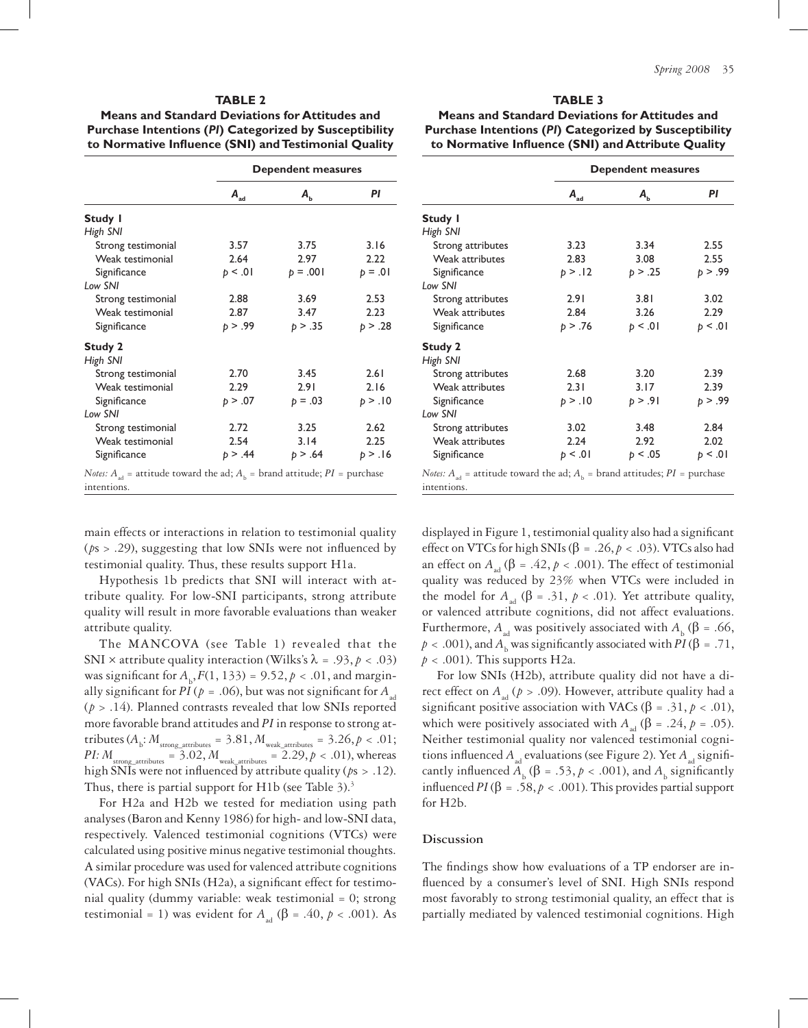**TABLE 2**
**Means and Standard Deviations for Attitudes and Purchase Intentions (*PI*) Categorized by Susceptibility to Normative Influence (SNI) and Testimonial Quality**

| | Dependent measures | | |
|---|---|---|---|
| | $A_{ad}$ | $A_b$ | *PI* |
| **Study 1** | | | |
| *High SNI* | | | |
| Strong testimonial | 3.57 | 3.75 | 3.16 |
| Weak testimonial | 2.64 | 2.97 | 2.22 |
| Significance | $p < .01$ | $p = .001$ | $p = .01$ |
| *Low SNI* | | | |
| Strong testimonial | 2.88 | 3.69 | 2.53 |
| Weak testimonial | 2.87 | 3.47 | 2.23 |
| Significance | $p > .99$ | $p > .35$ | $p > .28$ |
| **Study 2** | | | |
| *High SNI* | | | |
| Strong testimonial | 2.70 | 3.45 | 2.61 |
| Weak testimonial | 2.29 | 2.91 | 2.16 |
| Significance | $p > .07$ | $p = .03$ | $p > .10$ |
| *Low SNI* | | | |
| Strong testimonial | 2.72 | 3.25 | 2.62 |
| Weak testimonial | 2.54 | 3.14 | 2.25 |
| Significance | $p > .44$ | $p > .64$ | $p > .16$ |

*Notes:* $A_{ad}$ = attitude toward the ad; $A_b$ = brand attitude; *PI* = purchase intentions.

**TABLE 3**
**Means and Standard Deviations for Attitudes and Purchase Intentions (*PI*) Categorized by Susceptibility to Normative Influence (SNI) and Attribute Quality**

| | Dependent measures | | |
|---|---|---|---|
| | $A_{ad}$ | $A_b$ | *PI* |
| **Study 1** | | | |
| *High SNI* | | | |
| Strong attributes | 3.23 | 3.34 | 2.55 |
| Weak attributes | 2.83 | 3.08 | 2.55 |
| Significance | $p > .12$ | $p > .25$ | $p > .99$ |
| *Low SNI* | | | |
| Strong attributes | 2.91 | 3.81 | 3.02 |
| Weak attributes | 2.84 | 3.26 | 2.29 |
| Significance | $p > .76$ | $p < .01$ | $p < .01$ |
| **Study 2** | | | |
| *High SNI* | | | |
| Strong attributes | 2.68 | 3.20 | 2.39 |
| Weak attributes | 2.31 | 3.17 | 2.39 |
| Significance | $p > .10$ | $p > .91$ | $p > .99$ |
| *Low SNI* | | | |
| Strong attributes | 3.02 | 3.48 | 2.84 |
| Weak attributes | 2.24 | 2.92 | 2.02 |
| Significance | $p < .01$ | $p < .05$ | $p < .01$ |

*Notes:* $A_{ad}$ = attitude toward the ad; $A_b$ = brand attitudes; *PI* = purchase intentions.

main effects or interactions in relation to testimonial quality ($p$s > .29), suggesting that low SNIs were not influenced by testimonial quality. Thus, these results support H1a.

Hypothesis 1b predicts that SNI will interact with attribute quality. For low-SNI participants, strong attribute quality will result in more favorable evaluations than weaker attribute quality.

The MANCOVA (see Table 1) revealed that the SNI × attribute quality interaction (Wilks's $\lambda = .93, p < .03$) was significant for $A_b$, $F(1, 133) = 9.52, p < .01$, and marginally significant for *PI* ($p = .06$), but was not significant for $A_{ad}$ ($p > .14$). Planned contrasts revealed that low SNIs reported more favorable brand attitudes and *PI* in response to strong attributes ($A_b$: $M_{strong\_attributes} = 3.81$, $M_{weak\_attributes} = 3.26, p < .01$; *PI:* $M_{strong\_attributes} = 3.02$, $M_{weak\_attributes} = 2.29, p < .01$), whereas high SNIs were not influenced by attribute quality ($p$s > .12). Thus, there is partial support for H1b (see Table 3).[3]

For H2a and H2b we tested for mediation using path analyses (Baron and Kenny 1986) for high- and low-SNI data, respectively. Valenced testimonial cognitions (VTCs) were calculated using positive minus negative testimonial thoughts. A similar procedure was used for valenced attribute cognitions (VACs). For high SNIs (H2a), a significant effect for testimonial quality (dummy variable: weak testimonial = 0; strong testimonial = 1) was evident for $A_{ad}$ ($\beta = .40, p < .001$). As displayed in Figure 1, testimonial quality also had a significant effect on VTCs for high SNIs ($\beta = .26, p < .03$). VTCs also had an effect on $A_{ad}$ ($\beta = .42, p < .001$). The effect of testimonial quality was reduced by 23% when VTCs were included in the model for $A_{ad}$ ($\beta = .31, p < .01$). Yet attribute quality, or valenced attribute cognitions, did not affect evaluations. Furthermore, $A_{ad}$ was positively associated with $A_b$ ($\beta = .66$, $p < .001$), and $A_b$ was significantly associated with *PI* ($\beta = .71$, $p < .001$). This supports H2a.

For low SNIs (H2b), attribute quality did not have a direct effect on $A_{ad}$ ($p > .09$). However, attribute quality had a significant positive association with VACs ($\beta = .31, p < .01$), which were positively associated with $A_{ad}$ ($\beta = .24, p = .05$). Neither testimonial quality nor valenced testimonial cognitions influenced $A_{ad}$ evaluations (see Figure 2). Yet $A_{ad}$ significantly influenced $A_b$ ($\beta = .53, p < .001$), and $A_b$ significantly influenced *PI* ($\beta = .58, p < .001$). This provides partial support for H2b.

## Discussion

The findings show how evaluations of a TP endorser are influenced by a consumer's level of SNI. High SNIs respond most favorably to strong testimonial quality, an effect that is partially mediated by valenced testimonial cognitions. High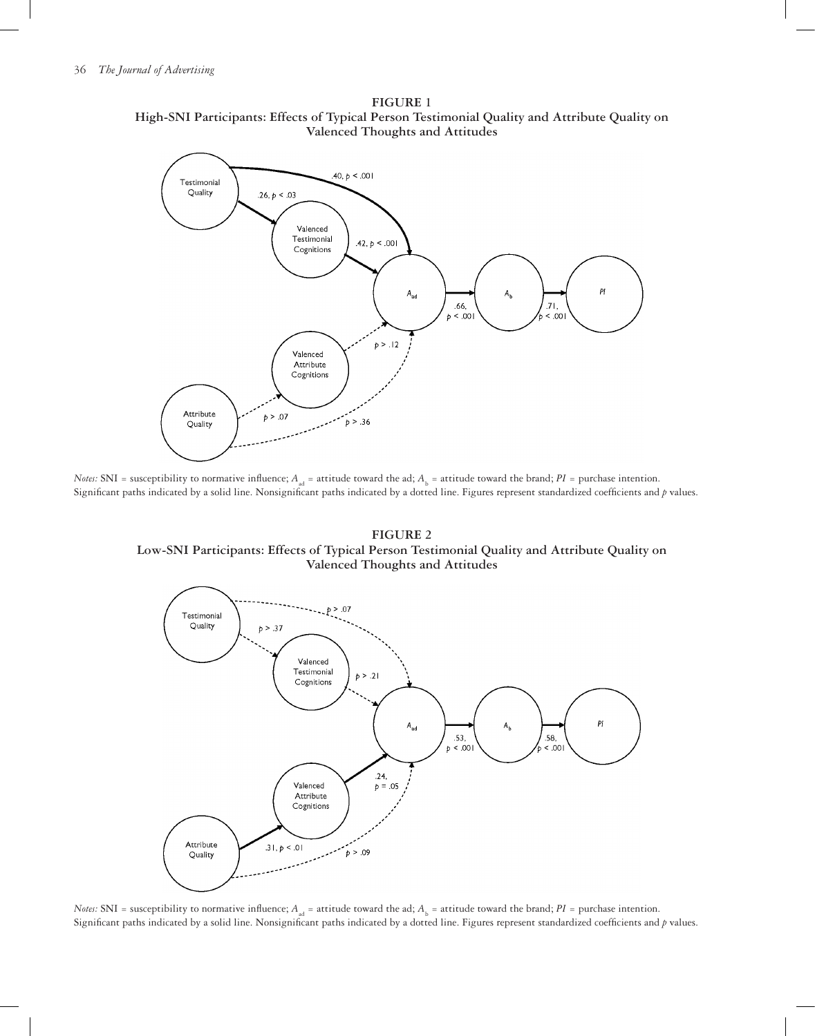**FIGURE 1**
**High-SNI Participants: Effects of Typical Person Testimonial Quality and Attribute Quality on Valenced Thoughts and Attitudes**

Testimonial Quality → Valenced Testimonial Cognitions: .26, $p < .03$
Testimonial Quality → $A_{ad}$: .40, $p < .001$
Valenced Testimonial Cognitions → $A_{ad}$: .42, $p < .001$
Attribute Quality → Valenced Attribute Cognitions: $p > .07$
Valenced Attribute Cognitions → $A_{ad}$: $p > .12$
Attribute Quality → $A_{ad}$: $p > .36$
$A_{ad}$ → $A_b$: .66, $p < .001$
$A_b$ → $PI$: .71, $p < .001$

*Notes:* SNI = susceptibility to normative influence; $A_{ad}$ = attitude toward the ad; $A_b$ = attitude toward the brand; $PI$ = purchase intention. Significant paths indicated by a solid line. Nonsignificant paths indicated by a dotted line. Figures represent standardized coefficients and $p$ values.

**FIGURE 2**
**Low-SNI Participants: Effects of Typical Person Testimonial Quality and Attribute Quality on Valenced Thoughts and Attitudes**

Testimonial Quality → Valenced Testimonial Cognitions: $p > .37$
Testimonial Quality → $A_{ad}$: $p > .07$
Valenced Testimonial Cognitions → $A_{ad}$: $p > .21$
Attribute Quality → Valenced Attribute Cognitions: .31, $p < .01$
Valenced Attribute Cognitions → $A_{ad}$: .24, $p = .05$
Attribute Quality → $A_{ad}$: $p > .09$
$A_{ad}$ → $A_b$: .53, $p < .001$
$A_b$ → $PI$: .58, $p < .001$

*Notes:* SNI = susceptibility to normative influence; $A_{ad}$ = attitude toward the ad; $A_b$ = attitude toward the brand; $PI$ = purchase intention. Significant paths indicated by a solid line. Nonsignificant paths indicated by a dotted line. Figures represent standardized coefficients and $p$ values.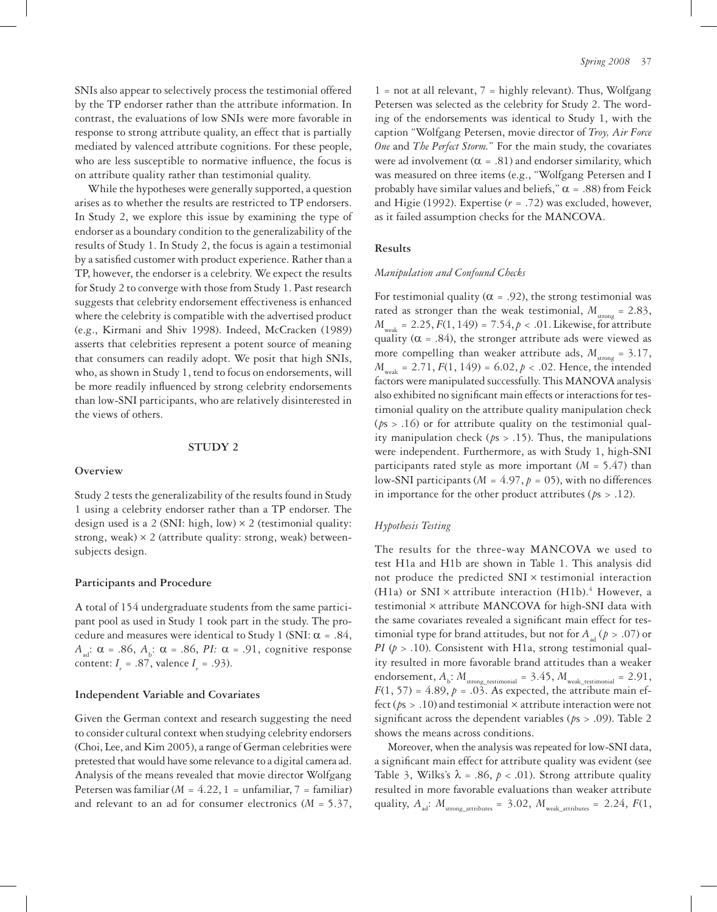SNIs also appear to selectively process the testimonial offered by the TP endorser rather than the attribute information. In contrast, the evaluations of low SNIs were more favorable in response to strong attribute quality, an effect that is partially mediated by valenced attribute cognitions. For these people, who are less susceptible to normative influence, the focus is on attribute quality rather than testimonial quality.

While the hypotheses were generally supported, a question arises as to whether the results are restricted to TP endorsers. In Study 2, we explore this issue by examining the type of endorser as a boundary condition to the generalizability of the results of Study 1. In Study 2, the focus is again a testimonial by a satisfied customer with product experience. Rather than a TP, however, the endorser is a celebrity. We expect the results for Study 2 to converge with those from Study 1. Past research suggests that celebrity endorsement effectiveness is enhanced where the celebrity is compatible with the advertised product (e.g., Kirmani and Shiv 1998). Indeed, McCracken (1989) asserts that celebrities represent a potent source of meaning that consumers can readily adopt. We posit that high SNIs, who, as shown in Study 1, tend to focus on endorsements, will be more readily influenced by strong celebrity endorsements than low-SNI participants, who are relatively disinterested in the views of others.

## STUDY 2

### Overview

Study 2 tests the generalizability of the results found in Study 1 using a celebrity endorser rather than a TP endorser. The design used is a 2 (SNI: high, low) × 2 (testimonial quality: strong, weak) × 2 (attribute quality: strong, weak) between-subjects design.

### Participants and Procedure

A total of 154 undergraduate students from the same participant pool as used in Study 1 took part in the study. The procedure and measures were identical to Study 1 (SNI: $\alpha$ = .84, $A_{ad}$: $\alpha$ = .86, $A_b$: $\alpha$ = .86, *PI:* $\alpha$ = .91, cognitive response content: $I_r$ = .87, valence $I_r$ = .93).

### Independent Variable and Covariates

Given the German context and research suggesting the need to consider cultural context when studying celebrity endorsers (Choi, Lee, and Kim 2005), a range of German celebrities were pretested that would have some relevance to a digital camera ad. Analysis of the means revealed that movie director Wolfgang Petersen was familiar ($M$ = 4.22, 1 = unfamiliar, 7 = familiar) and relevant to an ad for consumer electronics ($M$ = 5.37, 1 = not at all relevant, 7 = highly relevant). Thus, Wolfgang Petersen was selected as the celebrity for Study 2. The wording of the endorsements was identical to Study 1, with the caption "Wolfgang Petersen, movie director of *Troy, Air Force One* and *The Perfect Storm.*" For the main study, the covariates were ad involvement ($\alpha$ = .81) and endorser similarity, which was measured on three items (e.g., "Wolfgang Petersen and I probably have similar values and beliefs," $\alpha$ = .88) from Feick and Higie (1992). Expertise ($r$ = .72) was excluded, however, as it failed assumption checks for the MANCOVA.

### Results

#### *Manipulation and Confound Checks*

For testimonial quality ($\alpha$ = .92), the strong testimonial was rated as stronger than the weak testimonial, $M_{strong}$ = 2.83, $M_{weak}$ = 2.25, $F(1, 149)$ = 7.54, $p < .01$. Likewise, for attribute quality ($\alpha$ = .84), the stronger attribute ads were viewed as more compelling than weaker attribute ads, $M_{strong}$ = 3.17, $M_{weak}$ = 2.71, $F(1, 149)$ = 6.02, $p < .02$. Hence, the intended factors were manipulated successfully. This MANOVA analysis also exhibited no significant main effects or interactions for testimonial quality on the attribute quality manipulation check ($p$s > .16) or for attribute quality on the testimonial quality manipulation check ($p$s > .15). Thus, the manipulations were independent. Furthermore, as with Study 1, high-SNI participants rated style as more important ($M$ = 5.47) than low-SNI participants ($M$ = 4.97, $p$ = 05), with no differences in importance for the other product attributes ($p$s > .12).

#### *Hypothesis Testing*

The results for the three-way MANCOVA we used to test H1a and H1b are shown in Table 1. This analysis did not produce the predicted SNI × testimonial interaction (H1a) or SNI × attribute interaction (H1b).[4] However, a testimonial × attribute MANCOVA for high-SNI data with the same covariates revealed a significant main effect for testimonial type for brand attitudes, but not for $A_{ad}$ ($p$ > .07) or *PI* ($p$ > .10). Consistent with H1a, strong testimonial quality resulted in more favorable brand attitudes than a weaker endorsement, $A_b$: $M_{strong\_testimonial}$ = 3.45, $M_{weak\_testimonial}$ = 2.91, $F(1, 57)$ = 4.89, $p$ = .03. As expected, the attribute main effect ($p$s > .10) and testimonial × attribute interaction were not significant across the dependent variables ($p$s > .09). Table 2 shows the means across conditions.

Moreover, when the analysis was repeated for low-SNI data, a significant main effect for attribute quality was evident (see Table 3, Wilks's $\lambda$ = .86, $p$ < .01). Strong attribute quality resulted in more favorable evaluations than weaker attribute quality, $A_{ad}$: $M_{strong\_attributes}$ = 3.02, $M_{weak\_attributes}$ = 2.24, $F$(1,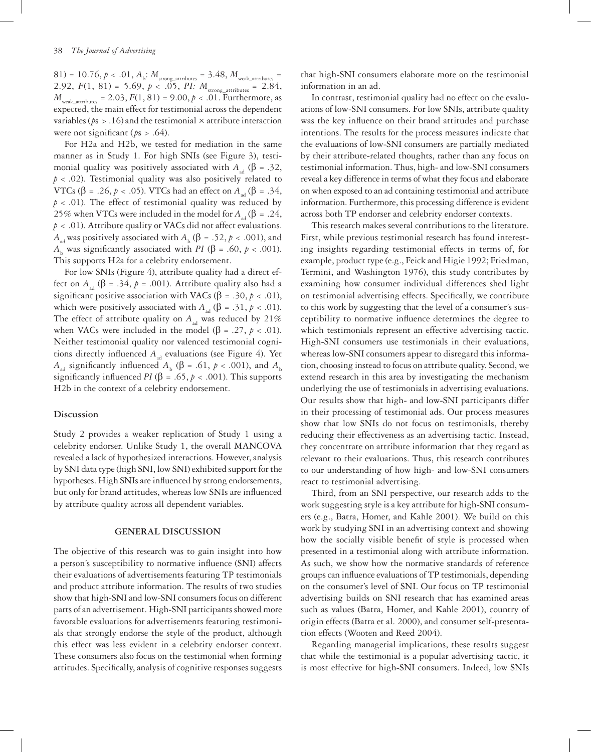81) = 10.76, $p < .01$, $A_b$: $M_{strong\_attributes} = 3.48$, $M_{weak\_attributes} = 2.92$, $F(1, 81) = 5.69$, $p < .05$, *PI:* $M_{strong\_attributes} = 2.84$, $M_{weak\_attributes} = 2.03$, $F(1, 81) = 9.00$, $p < .01$. Furthermore, as expected, the main effect for testimonial across the dependent variables ($p$s > .16) and the testimonial × attribute interaction were not significant ($p$s > .64).

For H2a and H2b, we tested for mediation in the same manner as in Study 1. For high SNIs (see Figure 3), testimonial quality was positively associated with $A_{ad}$ ($\beta = .32$, $p < .02$). Testimonial quality was also positively related to VTCs ($\beta = .26$, $p < .05$). VTCs had an effect on $A_{ad}$ ($\beta = .34$, $p < .01$). The effect of testimonial quality was reduced by 25% when VTCs were included in the model for $A_{ad}$ ($\beta = .24$, $p < .01$). Attribute quality or VACs did not affect evaluations. $A_{ad}$ was positively associated with $A_b$ ($\beta = .52$, $p < .001$), and $A_b$ was significantly associated with *PI* ($\beta = .60$, $p < .001$). This supports H2a for a celebrity endorsement.

For low SNIs (Figure 4), attribute quality had a direct effect on $A_{ad}$ ($\beta = .34$, $p = .001$). Attribute quality also had a significant positive association with VACs ($\beta = .30$, $p < .01$), which were positively associated with $A_{ad}$ ($\beta = .31$, $p < .01$). The effect of attribute quality on $A_{ad}$ was reduced by 21% when VACs were included in the model ($\beta = .27$, $p < .01$). Neither testimonial quality nor valenced testimonial cognitions directly influenced $A_{ad}$ evaluations (see Figure 4). Yet $A_{ad}$ significantly influenced $A_b$ ($\beta = .61$, $p < .001$), and $A_b$ significantly influenced *PI* ($\beta = .65$, $p < .001$). This supports H2b in the context of a celebrity endorsement.

### Discussion

Study 2 provides a weaker replication of Study 1 using a celebrity endorser. Unlike Study 1, the overall MANCOVA revealed a lack of hypothesized interactions. However, analysis by SNI data type (high SNI, low SNI) exhibited support for the hypotheses. High SNIs are influenced by strong endorsements, but only for brand attitudes, whereas low SNIs are influenced by attribute quality across all dependent variables.

## GENERAL DISCUSSION

The objective of this research was to gain insight into how a person's susceptibility to normative influence (SNI) affects their evaluations of advertisements featuring TP testimonials and product attribute information. The results of two studies show that high-SNI and low-SNI consumers focus on different parts of an advertisement. High-SNI participants showed more favorable evaluations for advertisements featuring testimonials that strongly endorse the style of the product, although this effect was less evident in a celebrity endorser context. These consumers also focus on the testimonial when forming attitudes. Specifically, analysis of cognitive responses suggests that high-SNI consumers elaborate more on the testimonial information in an ad.

In contrast, testimonial quality had no effect on the evaluations of low-SNI consumers. For low SNIs, attribute quality was the key influence on their brand attitudes and purchase intentions. The results for the process measures indicate that the evaluations of low-SNI consumers are partially mediated by their attribute-related thoughts, rather than any focus on testimonial information. Thus, high- and low-SNI consumers reveal a key difference in terms of what they focus and elaborate on when exposed to an ad containing testimonial and attribute information. Furthermore, this processing difference is evident across both TP endorser and celebrity endorser contexts.

This research makes several contributions to the literature. First, while previous testimonial research has found interesting insights regarding testimonial effects in terms of, for example, product type (e.g., Feick and Higie 1992; Friedman, Termini, and Washington 1976), this study contributes by examining how consumer individual differences shed light on testimonial advertising effects. Specifically, we contribute to this work by suggesting that the level of a consumer's susceptibility to normative influence determines the degree to which testimonials represent an effective advertising tactic. High-SNI consumers use testimonials in their evaluations, whereas low-SNI consumers appear to disregard this information, choosing instead to focus on attribute quality. Second, we extend research in this area by investigating the mechanism underlying the use of testimonials in advertising evaluations. Our results show that high- and low-SNI participants differ in their processing of testimonial ads. Our process measures show that low SNIs do not focus on testimonials, thereby reducing their effectiveness as an advertising tactic. Instead, they concentrate on attribute information that they regard as relevant to their evaluations. Thus, this research contributes to our understanding of how high- and low-SNI consumers react to testimonial advertising.

Third, from an SNI perspective, our research adds to the work suggesting style is a key attribute for high-SNI consumers (e.g., Batra, Homer, and Kahle 2001). We build on this work by studying SNI in an advertising context and showing how the socially visible benefit of style is processed when presented in a testimonial along with attribute information. As such, we show how the normative standards of reference groups can influence evaluations of TP testimonials, depending on the consumer's level of SNI. Our focus on TP testimonial advertising builds on SNI research that has examined areas such as values (Batra, Homer, and Kahle 2001), country of origin effects (Batra et al. 2000), and consumer self-presentation effects (Wooten and Reed 2004).

Regarding managerial implications, these results suggest that while the testimonial is a popular advertising tactic, it is most effective for high-SNI consumers. Indeed, low SNIs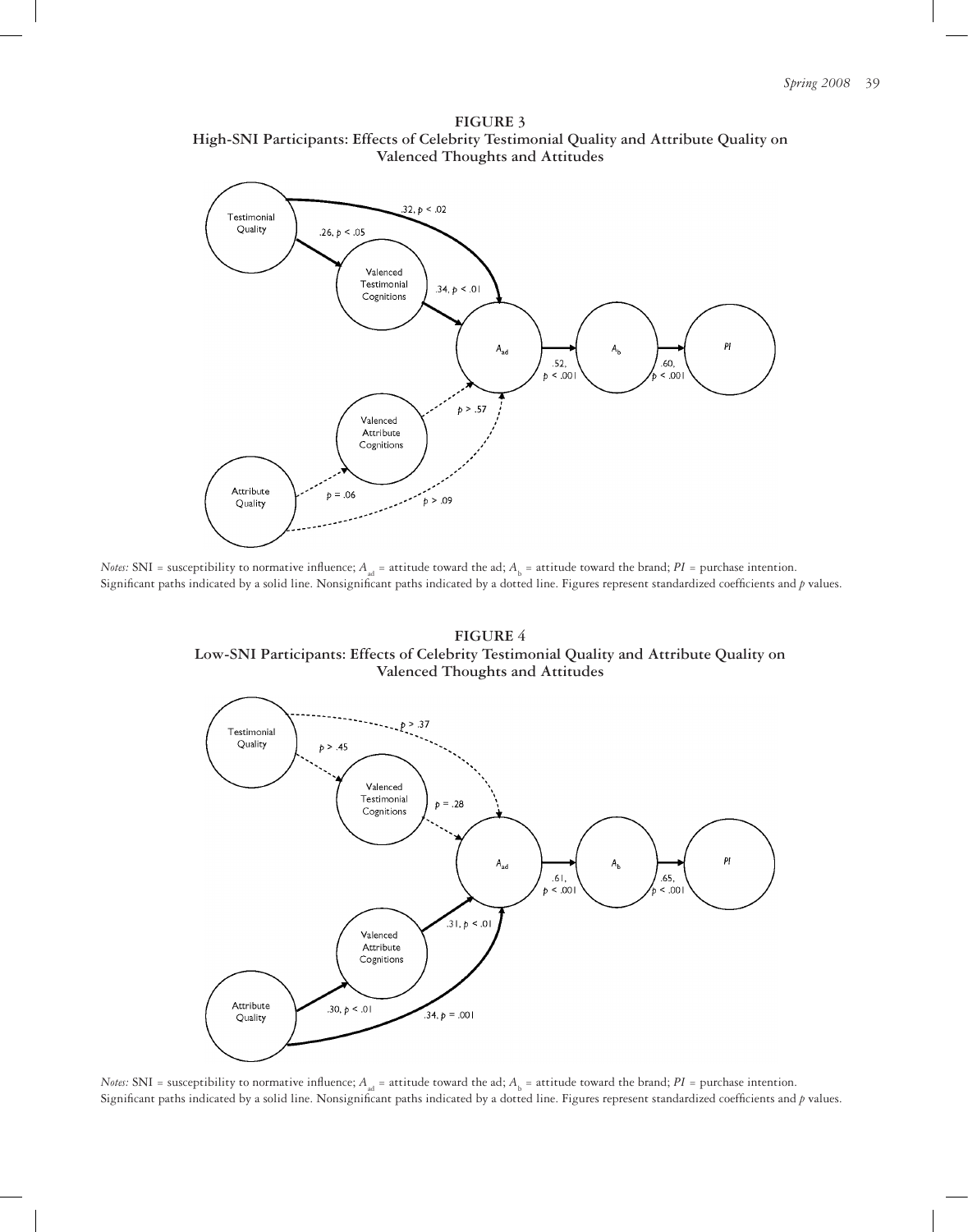**FIGURE 3**
**High-SNI Participants: Effects of Celebrity Testimonial Quality and Attribute Quality on Valenced Thoughts and Attitudes**

*Notes:* SNI = susceptibility to normative influence; $A_{ad}$ = attitude toward the ad; $A_b$ = attitude toward the brand; *PI* = purchase intention. Significant paths indicated by a solid line. Nonsignificant paths indicated by a dotted line. Figures represent standardized coefficients and $p$ values.

**FIGURE 4**
**Low-SNI Participants: Effects of Celebrity Testimonial Quality and Attribute Quality on Valenced Thoughts and Attitudes**

*Notes:* SNI = susceptibility to normative influence; $A_{ad}$ = attitude toward the ad; $A_b$ = attitude toward the brand; *PI* = purchase intention. Significant paths indicated by a solid line. Nonsignificant paths indicated by a dotted line. Figures represent standardized coefficients and $p$ values.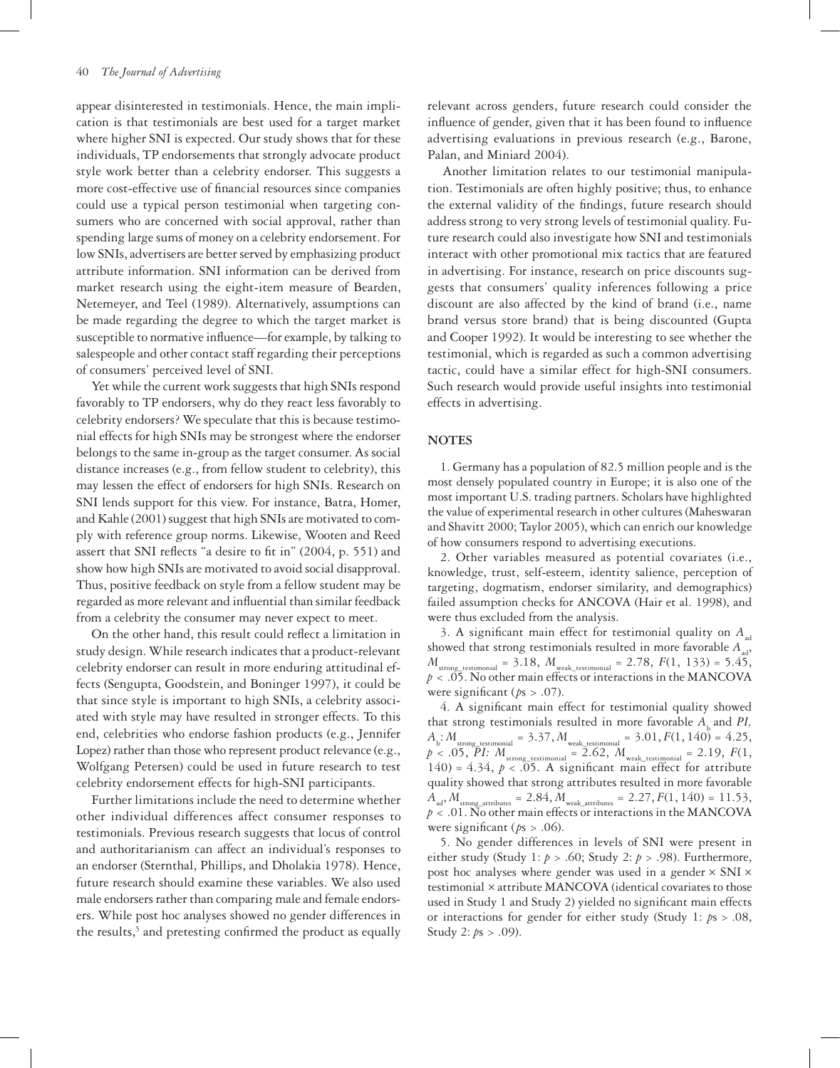appear disinterested in testimonials. Hence, the main implication is that testimonials are best used for a target market where higher SNI is expected. Our study shows that for these individuals, TP endorsements that strongly advocate product style work better than a celebrity endorser. This suggests a more cost-effective use of financial resources since companies could use a typical person testimonial when targeting consumers who are concerned with social approval, rather than spending large sums of money on a celebrity endorsement. For low SNIs, advertisers are better served by emphasizing product attribute information. SNI information can be derived from market research using the eight-item measure of Bearden, Netemeyer, and Teel (1989). Alternatively, assumptions can be made regarding the degree to which the target market is susceptible to normative influence—for example, by talking to salespeople and other contact staff regarding their perceptions of consumers' perceived level of SNI.

Yet while the current work suggests that high SNIs respond favorably to TP endorsers, why do they react less favorably to celebrity endorsers? We speculate that this is because testimonial effects for high SNIs may be strongest where the endorser belongs to the same in-group as the target consumer. As social distance increases (e.g., from fellow student to celebrity), this may lessen the effect of endorsers for high SNIs. Research on SNI lends support for this view. For instance, Batra, Homer, and Kahle (2001) suggest that high SNIs are motivated to comply with reference group norms. Likewise, Wooten and Reed assert that SNI reflects "a desire to fit in" (2004, p. 551) and show how high SNIs are motivated to avoid social disapproval. Thus, positive feedback on style from a fellow student may be regarded as more relevant and influential than similar feedback from a celebrity the consumer may never expect to meet.

On the other hand, this result could reflect a limitation in study design. While research indicates that a product-relevant celebrity endorser can result in more enduring attitudinal effects (Sengupta, Goodstein, and Boninger 1997), it could be that since style is important to high SNIs, a celebrity associated with style may have resulted in stronger effects. To this end, celebrities who endorse fashion products (e.g., Jennifer Lopez) rather than those who represent product relevance (e.g., Wolfgang Petersen) could be used in future research to test celebrity endorsement effects for high-SNI participants.

Further limitations include the need to determine whether other individual differences affect consumer responses to testimonials. Previous research suggests that locus of control and authoritarianism can affect an individual's responses to an endorser (Sternthal, Phillips, and Dholakia 1978). Hence, future research should examine these variables. We also used male endorsers rather than comparing male and female endorsers. While post hoc analyses showed no gender differences in the results,[5] and pretesting confirmed the product as equally relevant across genders, future research could consider the influence of gender, given that it has been found to influence advertising evaluations in previous research (e.g., Barone, Palan, and Miniard 2004).

Another limitation relates to our testimonial manipulation. Testimonials are often highly positive; thus, to enhance the external validity of the findings, future research should address strong to very strong levels of testimonial quality. Future research could also investigate how SNI and testimonials interact with other promotional mix tactics that are featured in advertising. For instance, research on price discounts suggests that consumers' quality inferences following a price discount are also affected by the kind of brand (i.e., name brand versus store brand) that is being discounted (Gupta and Cooper 1992). It would be interesting to see whether the testimonial, which is regarded as such a common advertising tactic, could have a similar effect for high-SNI consumers. Such research would provide useful insights into testimonial effects in advertising.

## NOTES

1. Germany has a population of 82.5 million people and is the most densely populated country in Europe; it is also one of the most important U.S. trading partners. Scholars have highlighted the value of experimental research in other cultures (Maheswaran and Shavitt 2000; Taylor 2005), which can enrich our knowledge of how consumers respond to advertising executions.

2. Other variables measured as potential covariates (i.e., knowledge, trust, self-esteem, identity salience, perception of targeting, dogmatism, endorser similarity, and demographics) failed assumption checks for ANCOVA (Hair et al. 1998), and were thus excluded from the analysis.

3. A significant main effect for testimonial quality on $A_{ad}$ showed that strong testimonials resulted in more favorable $A_{ad}$, $M_{strong\_testimonial} = 3.18$, $M_{weak\_testimonial} = 2.78$, $F(1, 133) = 5.45$, $p < .05$. No other main effects or interactions in the MANCOVA were significant ($p$s > .07).

4. A significant main effect for testimonial quality showed that strong testimonials resulted in more favorable $A_b$ and *PI*, $A_b$: $M_{strong\_testimonial} = 3.37$, $M_{weak\_testimonial} = 3.01$, $F(1, 140) = 4.25$, $p < .05$, *PI:* $M_{strong\_testimonial} = 2.62$, $M_{weak\_testimonial} = 2.19$, $F(1, 140) = 4.34$, $p < .05$. A significant main effect for attribute quality showed that strong attributes resulted in more favorable $A_{ad}$, $M_{strong\_attributes} = 2.84$, $M_{weak\_attributes} = 2.27$, $F(1, 140) = 11.53$, $p < .01$. No other main effects or interactions in the MANCOVA were significant ($p$s > .06).

5. No gender differences in levels of SNI were present in either study (Study 1: $p > .60$; Study 2: $p > .98$). Furthermore, post hoc analyses where gender was used in a gender × SNI × testimonial × attribute MANCOVA (identical covariates to those used in Study 1 and Study 2) yielded no significant main effects or interactions for gender for either study (Study 1: $p$s > .08, Study 2: $p$s > .09).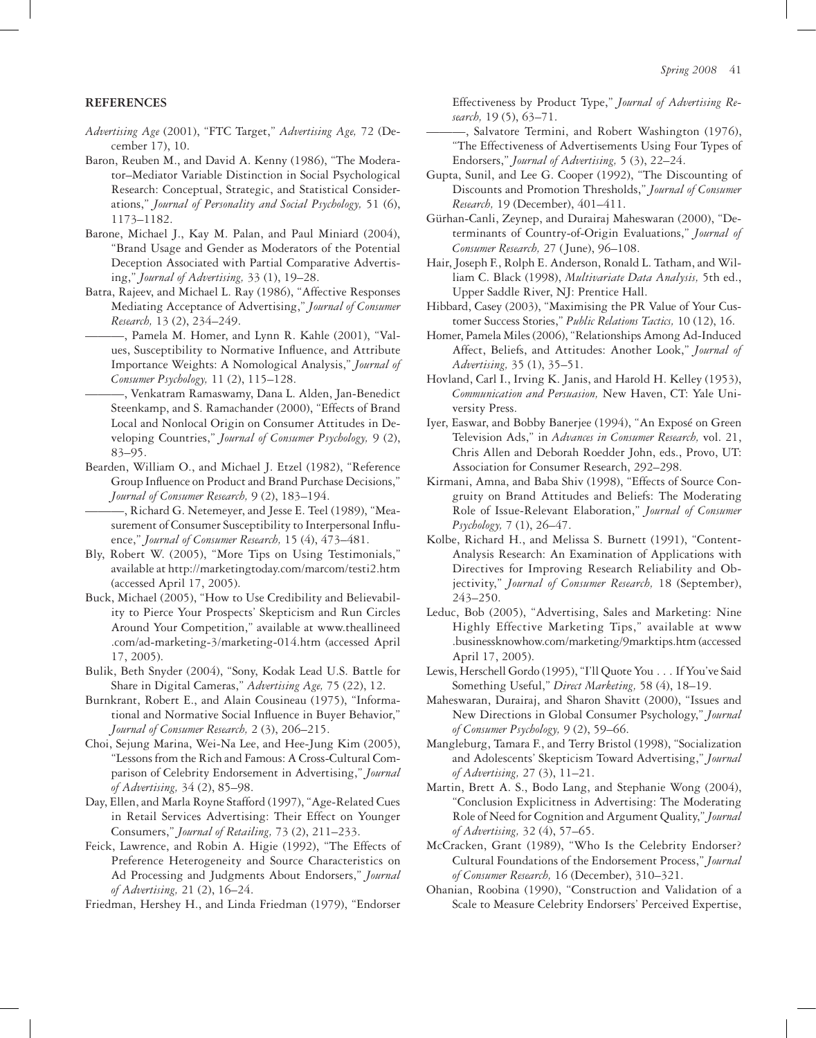## REFERENCES

*Advertising Age* (2001), "FTC Target," *Advertising Age,* 72 (December 17), 10.

Baron, Reuben M., and David A. Kenny (1986), "The Moderator–Mediator Variable Distinction in Social Psychological Research: Conceptual, Strategic, and Statistical Considerations," *Journal of Personality and Social Psychology,* 51 (6), 1173–1182.

Barone, Michael J., Kay M. Palan, and Paul Miniard (2004), "Brand Usage and Gender as Moderators of the Potential Deception Associated with Partial Comparative Advertising," *Journal of Advertising,* 33 (1), 19–28.

Batra, Rajeev, and Michael L. Ray (1986), "Affective Responses Mediating Acceptance of Advertising," *Journal of Consumer Research,* 13 (2), 234–249.

———, Pamela M. Homer, and Lynn R. Kahle (2001), "Values, Susceptibility to Normative Influence, and Attribute Importance Weights: A Nomological Analysis," *Journal of Consumer Psychology,* 11 (2), 115–128.

———, Venkatram Ramaswamy, Dana L. Alden, Jan-Benedict Steenkamp, and S. Ramachander (2000), "Effects of Brand Local and Nonlocal Origin on Consumer Attitudes in Developing Countries," *Journal of Consumer Psychology,* 9 (2), 83–95.

Bearden, William O., and Michael J. Etzel (1982), "Reference Group Influence on Product and Brand Purchase Decisions," *Journal of Consumer Research,* 9 (2), 183–194.

———, Richard G. Netemeyer, and Jesse E. Teel (1989), "Measurement of Consumer Susceptibility to Interpersonal Influence," *Journal of Consumer Research,* 15 (4), 473–481.

Bly, Robert W. (2005), "More Tips on Using Testimonials," available at http://marketingtoday.com/marcom/testi2.htm (accessed April 17, 2005).

Buck, Michael (2005), "How to Use Credibility and Believability to Pierce Your Prospects' Skepticism and Run Circles Around Your Competition," available at www.theallineed.com/ad-marketing-3/marketing-014.htm (accessed April 17, 2005).

Bulik, Beth Snyder (2004), "Sony, Kodak Lead U.S. Battle for Share in Digital Cameras," *Advertising Age,* 75 (22), 12.

Burnkrant, Robert E., and Alain Cousineau (1975), "Informational and Normative Social Influence in Buyer Behavior," *Journal of Consumer Research,* 2 (3), 206–215.

Choi, Sejung Marina, Wei-Na Lee, and Hee-Jung Kim (2005), "Lessons from the Rich and Famous: A Cross-Cultural Comparison of Celebrity Endorsement in Advertising," *Journal of Advertising,* 34 (2), 85–98.

Day, Ellen, and Marla Royne Stafford (1997), "Age-Related Cues in Retail Services Advertising: Their Effect on Younger Consumers," *Journal of Retailing,* 73 (2), 211–233.

Feick, Lawrence, and Robin A. Higie (1992), "The Effects of Preference Heterogeneity and Source Characteristics on Ad Processing and Judgments About Endorsers," *Journal of Advertising,* 21 (2), 16–24.

Friedman, Hershey H., and Linda Friedman (1979), "Endorser Effectiveness by Product Type," *Journal of Advertising Research,* 19 (5), 63–71.

———, Salvatore Termini, and Robert Washington (1976), "The Effectiveness of Advertisements Using Four Types of Endorsers," *Journal of Advertising,* 5 (3), 22–24.

Gupta, Sunil, and Lee G. Cooper (1992), "The Discounting of Discounts and Promotion Thresholds," *Journal of Consumer Research,* 19 (December), 401–411.

Gürhan-Canli, Zeynep, and Durairaj Maheswaran (2000), "Determinants of Country-of-Origin Evaluations," *Journal of Consumer Research,* 27 (June), 96–108.

Hair, Joseph F., Rolph E. Anderson, Ronald L. Tatham, and William C. Black (1998), *Multivariate Data Analysis,* 5th ed., Upper Saddle River, NJ: Prentice Hall.

Hibbard, Casey (2003), "Maximising the PR Value of Your Customer Success Stories," *Public Relations Tactics,* 10 (12), 16.

Homer, Pamela Miles (2006), "Relationships Among Ad-Induced Affect, Beliefs, and Attitudes: Another Look," *Journal of Advertising,* 35 (1), 35–51.

Hovland, Carl I., Irving K. Janis, and Harold H. Kelley (1953), *Communication and Persuasion,* New Haven, CT: Yale University Press.

Iyer, Easwar, and Bobby Banerjee (1994), "An Exposé on Green Television Ads," in *Advances in Consumer Research,* vol. 21, Chris Allen and Deborah Roedder John, eds., Provo, UT: Association for Consumer Research, 292–298.

Kirmani, Amna, and Baba Shiv (1998), "Effects of Source Congruity on Brand Attitudes and Beliefs: The Moderating Role of Issue-Relevant Elaboration," *Journal of Consumer Psychology,* 7 (1), 26–47.

Kolbe, Richard H., and Melissa S. Burnett (1991), "Content-Analysis Research: An Examination of Applications with Directives for Improving Research Reliability and Objectivity," *Journal of Consumer Research,* 18 (September), 243–250.

Leduc, Bob (2005), "Advertising, Sales and Marketing: Nine Highly Effective Marketing Tips," available at www.businessknowhow.com/marketing/9marktips.htm (accessed April 17, 2005).

Lewis, Herschell Gordo (1995), "I'll Quote You . . . If You've Said Something Useful," *Direct Marketing,* 58 (4), 18–19.

Maheswaran, Durairaj, and Sharon Shavitt (2000), "Issues and New Directions in Global Consumer Psychology," *Journal of Consumer Psychology,* 9 (2), 59–66.

Mangleburg, Tamara F., and Terry Bristol (1998), "Socialization and Adolescents' Skepticism Toward Advertising," *Journal of Advertising,* 27 (3), 11–21.

Martin, Brett A. S., Bodo Lang, and Stephanie Wong (2004), "Conclusion Explicitness in Advertising: The Moderating Role of Need for Cognition and Argument Quality," *Journal of Advertising,* 32 (4), 57–65.

McCracken, Grant (1989), "Who Is the Celebrity Endorser? Cultural Foundations of the Endorsement Process," *Journal of Consumer Research,* 16 (December), 310–321.

Ohanian, Roobina (1990), "Construction and Validation of a Scale to Measure Celebrity Endorsers' Perceived Expertise,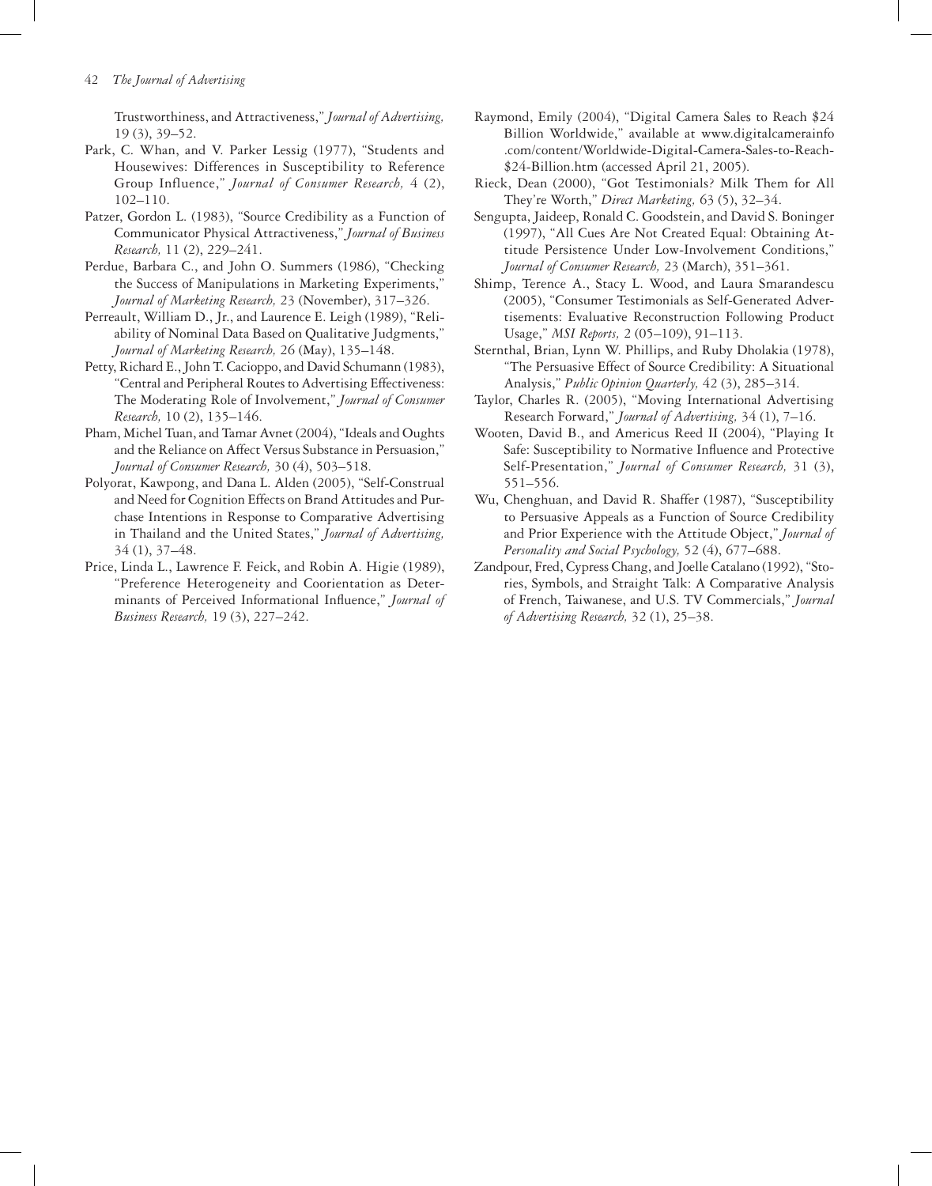Trustworthiness, and Attractiveness," *Journal of Advertising,* 19 (3), 39–52.

Park, C. Whan, and V. Parker Lessig (1977), "Students and Housewives: Differences in Susceptibility to Reference Group Influence," *Journal of Consumer Research,* 4 (2), 102–110.

Patzer, Gordon L. (1983), "Source Credibility as a Function of Communicator Physical Attractiveness," *Journal of Business Research,* 11 (2), 229–241.

Perdue, Barbara C., and John O. Summers (1986), "Checking the Success of Manipulations in Marketing Experiments," *Journal of Marketing Research,* 23 (November), 317–326.

Perreault, William D., Jr., and Laurence E. Leigh (1989), "Reliability of Nominal Data Based on Qualitative Judgments," *Journal of Marketing Research,* 26 (May), 135–148.

Petty, Richard E., John T. Cacioppo, and David Schumann (1983), "Central and Peripheral Routes to Advertising Effectiveness: The Moderating Role of Involvement," *Journal of Consumer Research,* 10 (2), 135–146.

Pham, Michel Tuan, and Tamar Avnet (2004), "Ideals and Oughts and the Reliance on Affect Versus Substance in Persuasion," *Journal of Consumer Research,* 30 (4), 503–518.

Polyorat, Kawpong, and Dana L. Alden (2005), "Self-Construal and Need for Cognition Effects on Brand Attitudes and Purchase Intentions in Response to Comparative Advertising in Thailand and the United States," *Journal of Advertising,* 34 (1), 37–48.

Price, Linda L., Lawrence F. Feick, and Robin A. Higie (1989), "Preference Heterogeneity and Coorientation as Determinants of Perceived Informational Influence," *Journal of Business Research,* 19 (3), 227–242.

Raymond, Emily (2004), "Digital Camera Sales to Reach $24 Billion Worldwide," available at www.digitalcamerainfo.com/content/Worldwide-Digital-Camera-Sales-to-Reach-$24-Billion.htm (accessed April 21, 2005).

Rieck, Dean (2000), "Got Testimonials? Milk Them for All They're Worth," *Direct Marketing,* 63 (5), 32–34.

Sengupta, Jaideep, Ronald C. Goodstein, and David S. Boninger (1997), "All Cues Are Not Created Equal: Obtaining Attitude Persistence Under Low-Involvement Conditions," *Journal of Consumer Research,* 23 (March), 351–361.

Shimp, Terence A., Stacy L. Wood, and Laura Smarandescu (2005), "Consumer Testimonials as Self-Generated Advertisements: Evaluative Reconstruction Following Product Usage," *MSI Reports,* 2 (05–109), 91–113.

Sternthal, Brian, Lynn W. Phillips, and Ruby Dholakia (1978), "The Persuasive Effect of Source Credibility: A Situational Analysis," *Public Opinion Quarterly,* 42 (3), 285–314.

Taylor, Charles R. (2005), "Moving International Advertising Research Forward," *Journal of Advertising,* 34 (1), 7–16.

Wooten, David B., and Americus Reed II (2004), "Playing It Safe: Susceptibility to Normative Influence and Protective Self-Presentation," *Journal of Consumer Research,* 31 (3), 551–556.

Wu, Chenghuan, and David R. Shaffer (1987), "Susceptibility to Persuasive Appeals as a Function of Source Credibility and Prior Experience with the Attitude Object," *Journal of Personality and Social Psychology,* 52 (4), 677–688.

Zandpour, Fred, Cypress Chang, and Joelle Catalano (1992), "Stories, Symbols, and Straight Talk: A Comparative Analysis of French, Taiwanese, and U.S. TV Commercials," *Journal of Advertising Research,* 32 (1), 25–38.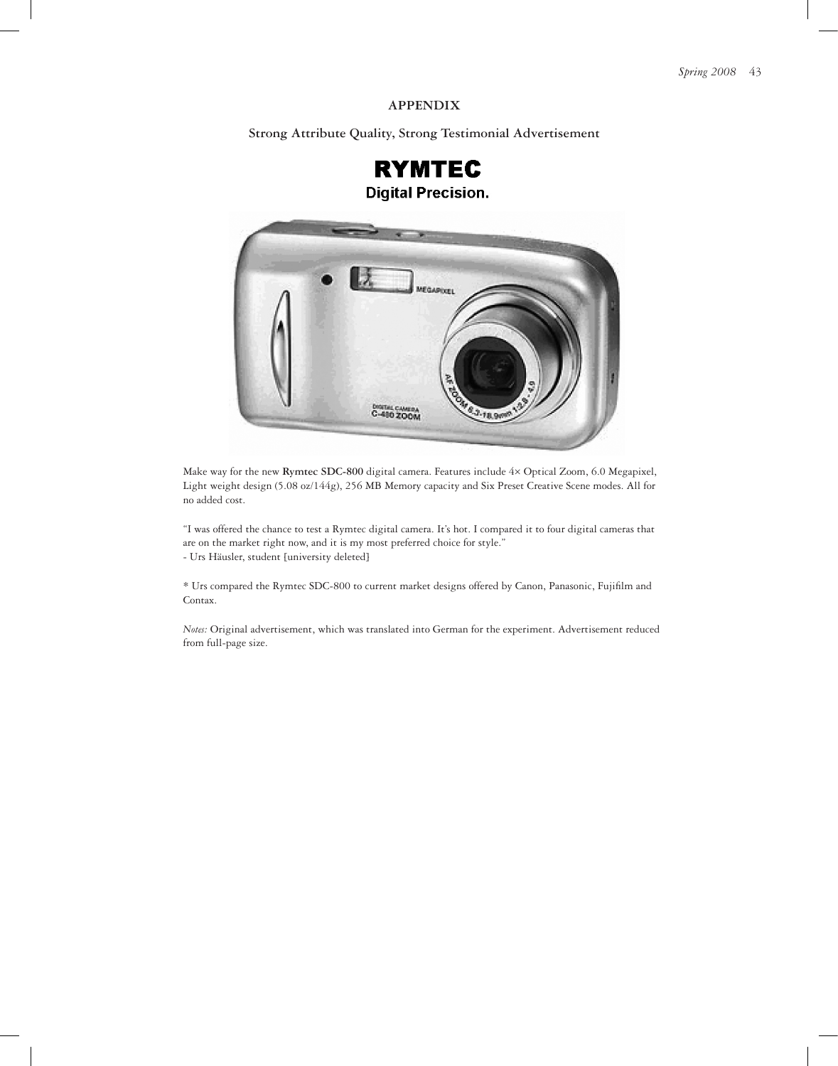## APPENDIX

### Strong Attribute Quality, Strong Testimonial Advertisement

**RYMTEC**
**Digital Precision.**

Make way for the new **Rymtec SDC-800** digital camera. Features include 4× Optical Zoom, 6.0 Megapixel, Light weight design (5.08 oz/144g), 256 MB Memory capacity and Six Preset Creative Scene modes. All for no added cost.

"I was offered the chance to test a Rymtec digital camera. It's hot. I compared it to four digital cameras that are on the market right now, and it is my most preferred choice for style."
- Urs Häusler, student [university deleted]

* Urs compared the Rymtec SDC-800 to current market designs offered by Canon, Panasonic, Fujifilm and Contax.

*Notes:* Original advertisement, which was translated into German for the experiment. Advertisement reduced from full-page size.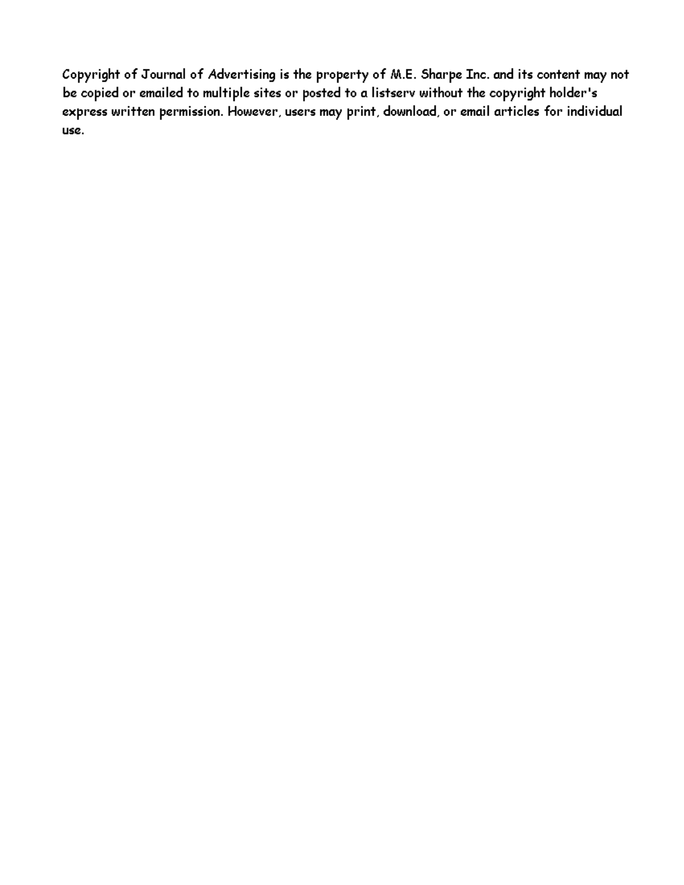Copyright of Journal of Advertising is the property of M.E. Sharpe Inc. and its content may not be copied or emailed to multiple sites or posted to a listserv without the copyright holder's express written permission. However, users may print, download, or email articles for individual use.